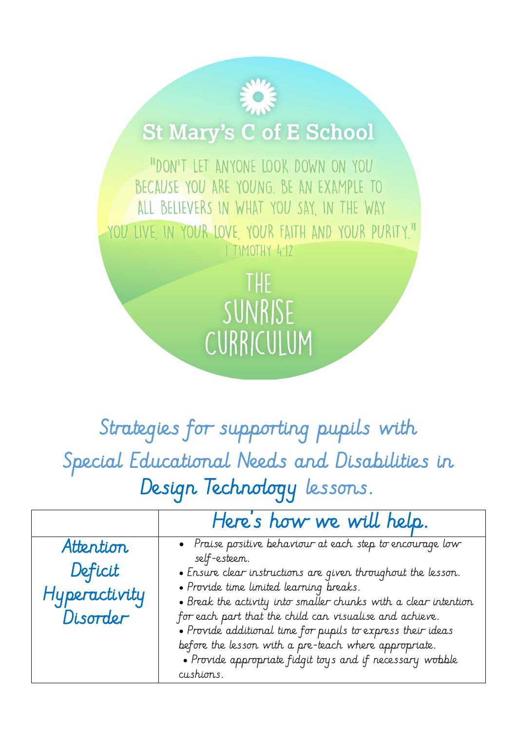# St Mary's C of E School

"Don't let anyone look down on you because you are young. Be an example to all believers in what you say, in the way you live, in your love, your faith and your purity."
1 Timothy 4:12

## The Sunrise Curriculum

## Strategies for supporting pupils with Special Educational Needs and Disabilities in Design Technology lessons.

| | Here's how we will help. |
|---|---|
| Attention Deficit Hyperactivity Disorder | • Praise positive behaviour at each step to encourage low self-esteem.<br>• Ensure clear instructions are given throughout the lesson.<br>• Provide time limited learning breaks.<br>• Break the activity into smaller chunks with a clear intention for each part that the child can visualise and achieve.<br>• Provide additional time for pupils to express their ideas before the lesson with a pre-teach where appropriate.<br>• Provide appropriate fidgit toys and if necessary wobble cushions. |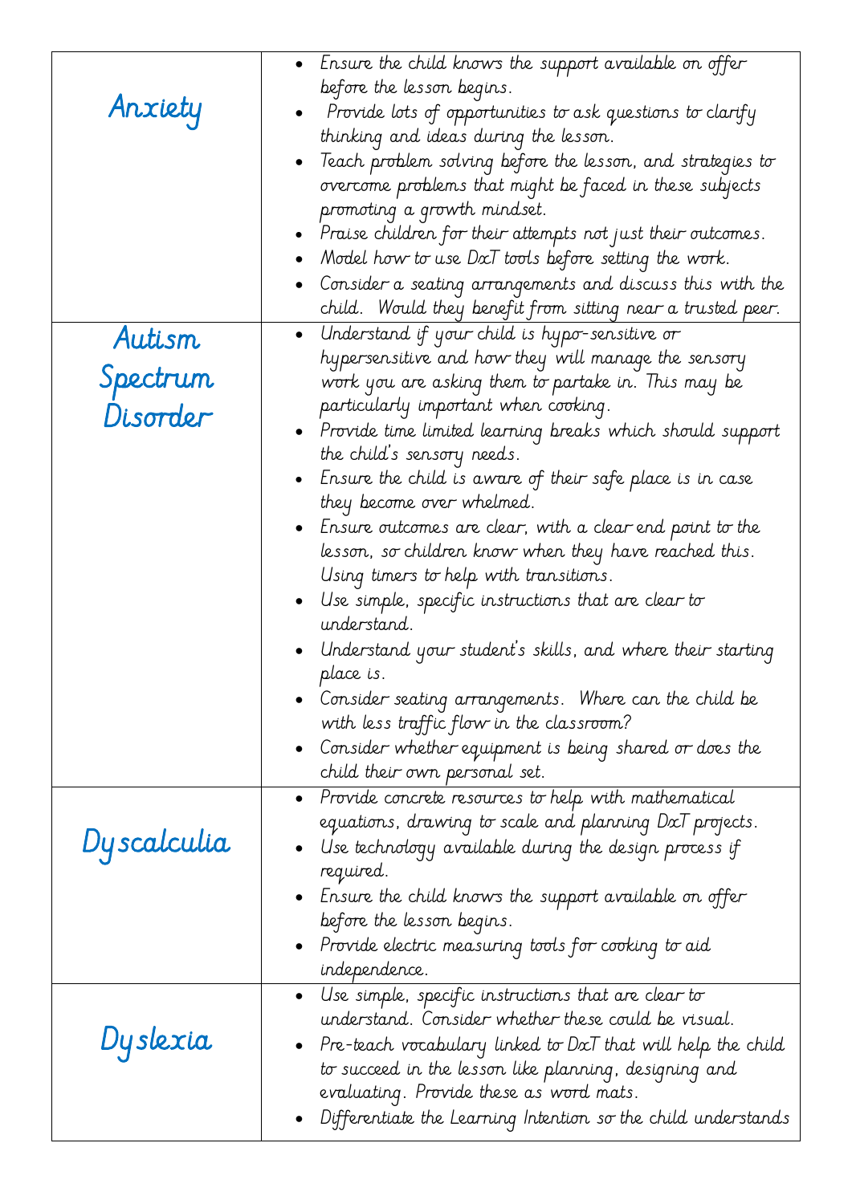| | |
|---|---|
| Anxiety | • Ensure the child knows the support available on offer before the lesson begins.<br>• Provide lots of opportunities to ask questions to clarify thinking and ideas during the lesson.<br>• Teach problem solving before the lesson, and strategies to overcome problems that might be faced in these subjects promoting a growth mindset.<br>• Praise children for their attempts not just their outcomes.<br>• Model how to use DxT tools before setting the work.<br>• Consider a seating arrangements and discuss this with the child. Would they benefit from sitting near a trusted peer. |
| Autism Spectrum Disorder | • Understand if your child is hypo-sensitive or hypersensitive and how they will manage the sensory work you are asking them to partake in. This may be particularly important when cooking.<br>• Provide time limited learning breaks which should support the child's sensory needs.<br>• Ensure the child is aware of their safe place is in case they become over whelmed.<br>• Ensure outcomes are clear, with a clear end point to the lesson, so children know when they have reached this. Using timers to help with transitions.<br>• Use simple, specific instructions that are clear to understand.<br>• Understand your student's skills, and where their starting place is.<br>• Consider seating arrangements. Where can the child be with less traffic flow in the classroom?<br>• Consider whether equipment is being shared or does the child their own personal set. |
| Dyscalculia | • Provide concrete resources to help with mathematical equations, drawing to scale and planning DxT projects.<br>• Use technology available during the design process if required.<br>• Ensure the child knows the support available on offer before the lesson begins.<br>• Provide electric measuring tools for cooking to aid independence. |
| Dyslexia | • Use simple, specific instructions that are clear to understand. Consider whether these could be visual.<br>• Pre-teach vocabulary linked to DxT that will help the child to succeed in the lesson like planning, designing and evaluating. Provide these as word mats.<br>• Differentiate the Learning Intention so the child understands |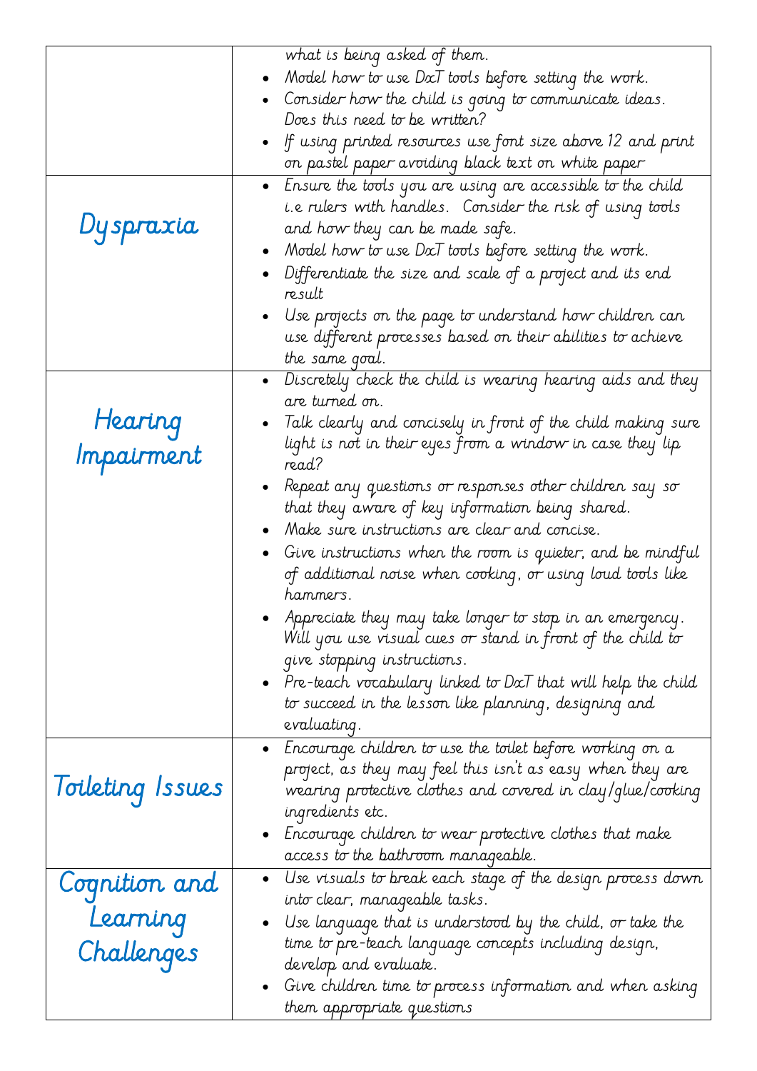| | |
|---|---|
| | what is being asked of them.<br>• Model how to use DxT tools before setting the work.<br>• Consider how the child is going to communicate ideas. Does this need to be written?<br>• If using printed resources use font size above 12 and print on pastel paper avoiding black text on white paper |
| Dyspraxia | • Ensure the tools you are using are accessible to the child i.e rulers with handles. Consider the risk of using tools and how they can be made safe.<br>• Model how to use DxT tools before setting the work.<br>• Differentiate the size and scale of a project and its end result<br>• Use projects on the page to understand how children can use different processes based on their abilities to achieve the same goal. |
| Hearing Impairment | • Discretely check the child is wearing hearing aids and they are turned on.<br>• Talk clearly and concisely in front of the child making sure light is not in their eyes from a window in case they lip read?<br>• Repeat any questions or responses other children say so that they aware of key information being shared.<br>• Make sure instructions are clear and concise.<br>• Give instructions when the room is quieter, and be mindful of additional noise when cooking, or using loud tools like hammers.<br>• Appreciate they may take longer to stop in an emergency. Will you use visual cues or stand in front of the child to give stopping instructions.<br>• Pre-teach vocabulary linked to DxT that will help the child to succeed in the lesson like planning, designing and evaluating. |
| Toileting Issues | • Encourage children to use the toilet before working on a project, as they may feel this isn't as easy when they are wearing protective clothes and covered in clay/glue/cooking ingredients etc.<br>• Encourage children to wear protective clothes that make access to the bathroom manageable. |
| Cognition and Learning Challenges | • Use visuals to break each stage of the design process down into clear, manageable tasks.<br>• Use language that is understood by the child, or take the time to pre-teach language concepts including design, develop and evaluate.<br>• Give children time to process information and when asking them appropriate questions |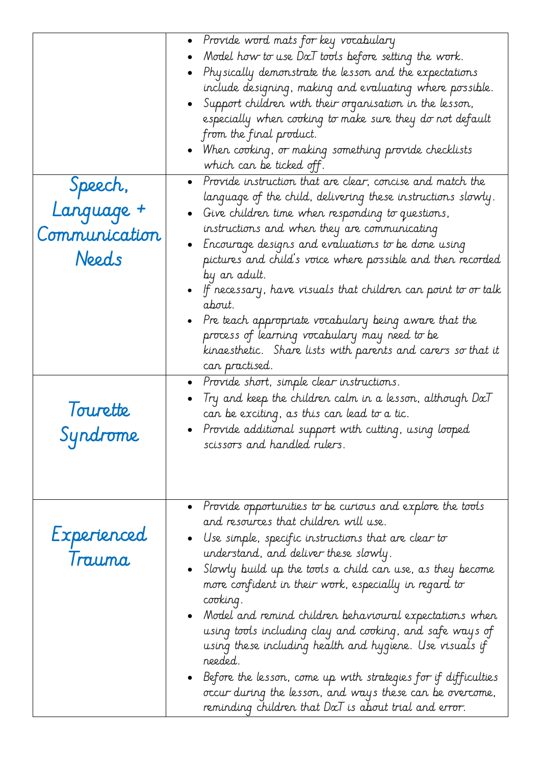| | |
|---|---|
| | <ul><li>Provide word mats for key vocabulary</li><li>Model how to use DxT tools before setting the work.</li><li>Physically demonstrate the lesson and the expectations include designing, making and evaluating where possible.</li><li>Support children with their organisation in the lesson, especially when cooking to make sure they do not default from the final product.</li><li>When cooking, or making something provide checklists which can be ticked off.</li></ul> |
| Speech, Language + Communication Needs | <ul><li>Provide instruction that are clear, concise and match the language of the child, delivering these instructions slowly.</li><li>Give children time when responding to questions, instructions and when they are communicating</li><li>Encourage designs and evaluations to be done using pictures and child's voice where possible and then recorded by an adult.</li><li>If necessary, have visuals that children can point to or talk about.</li><li>Pre teach appropriate vocabulary being aware that the process of learning vocabulary may need to be kinaesthetic. Share lists with parents and carers so that it can practised.</li></ul> |
| Tourette Syndrome | <ul><li>Provide short, simple clear instructions.</li><li>Try and keep the children calm in a lesson, although DxT can be exciting, as this can lead to a tic.</li><li>Provide additional support with cutting, using looped scissors and handled rulers.</li></ul> |
| Experienced Trauma | <ul><li>Provide opportunities to be curious and explore the tools and resources that children will use.</li><li>Use simple, specific instructions that are clear to understand, and deliver these slowly.</li><li>Slowly build up the tools a child can use, as they become more confident in their work, especially in regard to cooking.</li><li>Model and remind children behavioural expectations when using tools including clay and cooking, and safe ways of using these including health and hygiene. Use visuals if needed.</li><li>Before the lesson, come up with strategies for if difficulties occur during the lesson, and ways these can be overcome, reminding children that DxT is about trial and error.</li></ul> |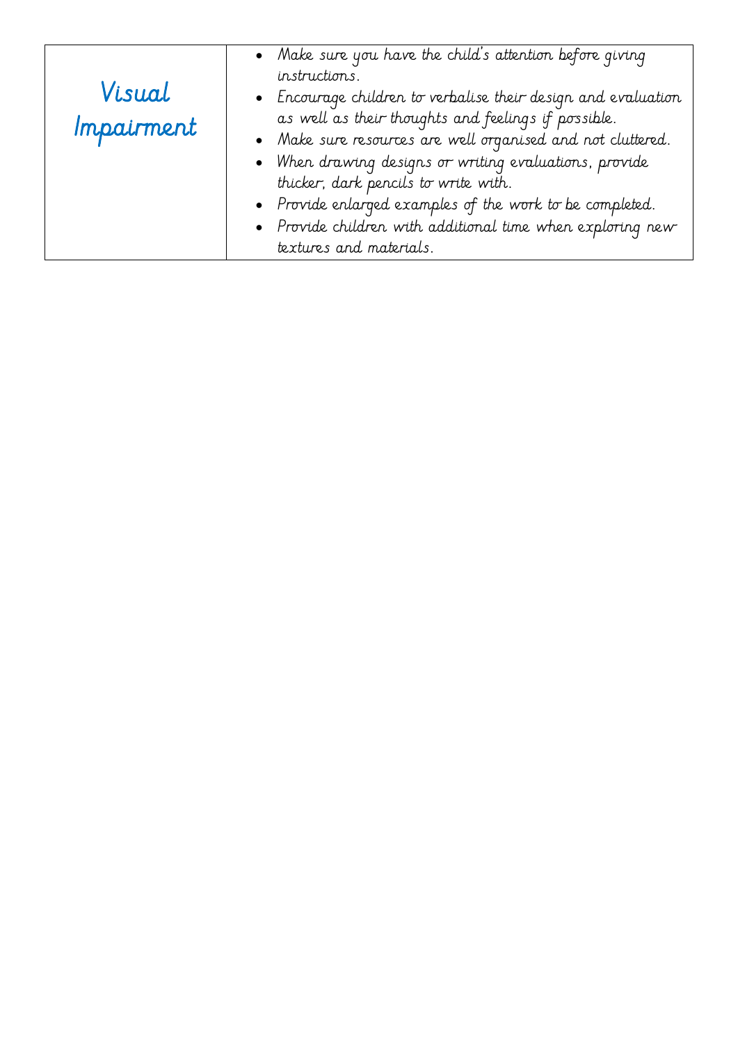| | |
|---|---|
| Visual Impairment | • Make sure you have the child's attention before giving instructions.<br>• Encourage children to verbalise their design and evaluation as well as their thoughts and feelings if possible.<br>• Make sure resources are well organised and not cluttered.<br>• When drawing designs or writing evaluations, provide thicker, dark pencils to write with.<br>• Provide enlarged examples of the work to be completed.<br>• Provide children with additional time when exploring new textures and materials. |